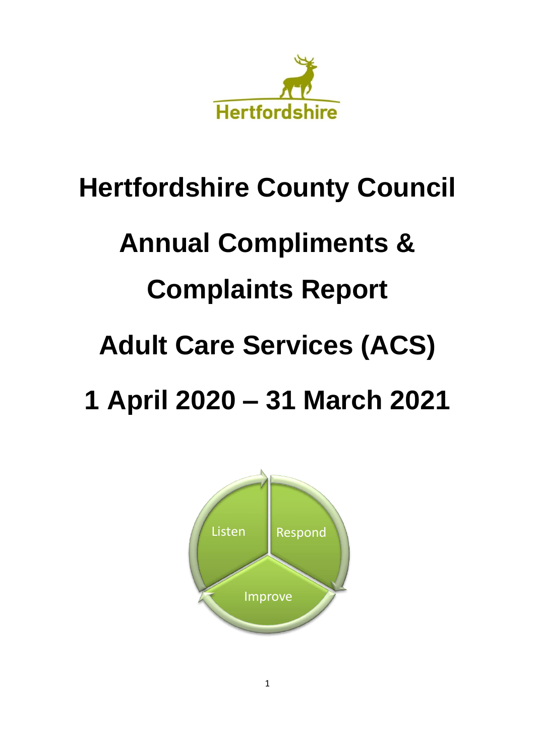Hertfordshire

# Hertfordshire County Council

# Annual Compliments & Complaints Report

# Adult Care Services (ACS)

# 1 April 2020 – 31 March 2021

Listen

Respond

Improve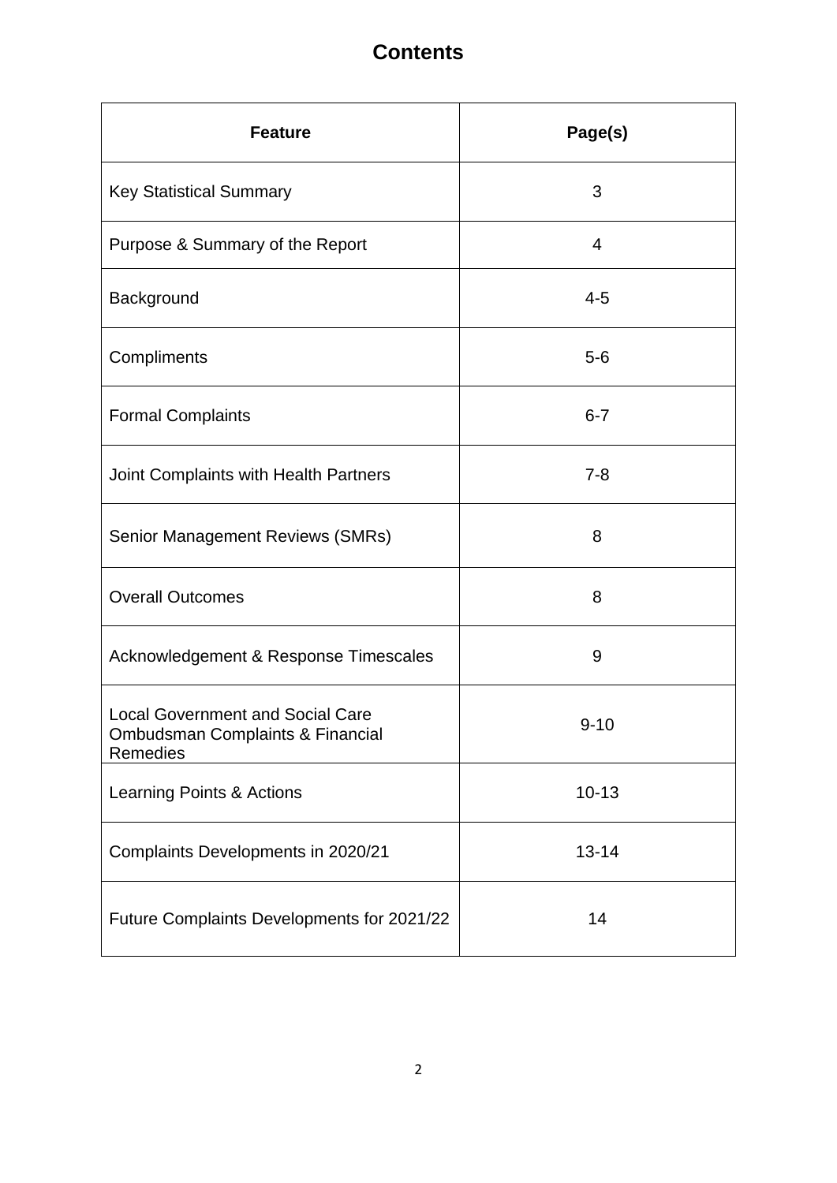# Contents

| Feature | Page(s) |
|---|---|
| Key Statistical Summary | 3 |
| Purpose & Summary of the Report | 4 |
| Background | 4-5 |
| Compliments | 5-6 |
| Formal Complaints | 6-7 |
| Joint Complaints with Health Partners | 7-8 |
| Senior Management Reviews (SMRs) | 8 |
| Overall Outcomes | 8 |
| Acknowledgement & Response Timescales | 9 |
| Local Government and Social Care Ombudsman Complaints & Financial Remedies | 9-10 |
| Learning Points & Actions | 10-13 |
| Complaints Developments in 2020/21 | 13-14 |
| Future Complaints Developments for 2021/22 | 14 |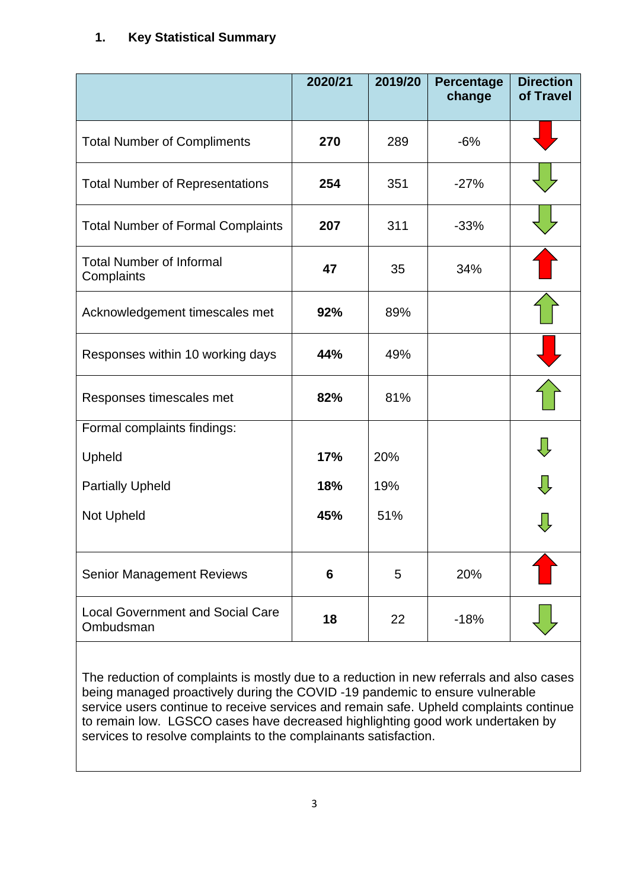## 1. Key Statistical Summary

| | 2020/21 | 2019/20 | Percentage change | Direction of Travel |
|---|---|---|---|---|
| Total Number of Compliments | **270** | 289 | -6% | ↓ |
| Total Number of Representations | **254** | 351 | -27% | ↓ |
| Total Number of Formal Complaints | **207** | 311 | -33% | ↓ |
| Total Number of Informal Complaints | **47** | 35 | 34% | ↑ |
| Acknowledgement timescales met | **92%** | 89% | | ↑ |
| Responses within 10 working days | **44%** | 49% | | ↓ |
| Responses timescales met | **82%** | 81% | | ↑ |
| Formal complaints findings: | | | | |
| Upheld | **17%** | 20% | | ↓ |
| Partially Upheld | **18%** | 19% | | ↓ |
| Not Upheld | **45%** | 51% | | ↓ |
| Senior Management Reviews | **6** | 5 | 20% | ↑ |
| Local Government and Social Care Ombudsman | **18** | 22 | -18% | ↓ |

The reduction of complaints is mostly due to a reduction in new referrals and also cases being managed proactively during the COVID -19 pandemic to ensure vulnerable service users continue to receive services and remain safe. Upheld complaints continue to remain low. LGSCO cases have decreased highlighting good work undertaken by services to resolve complaints to the complainants satisfaction.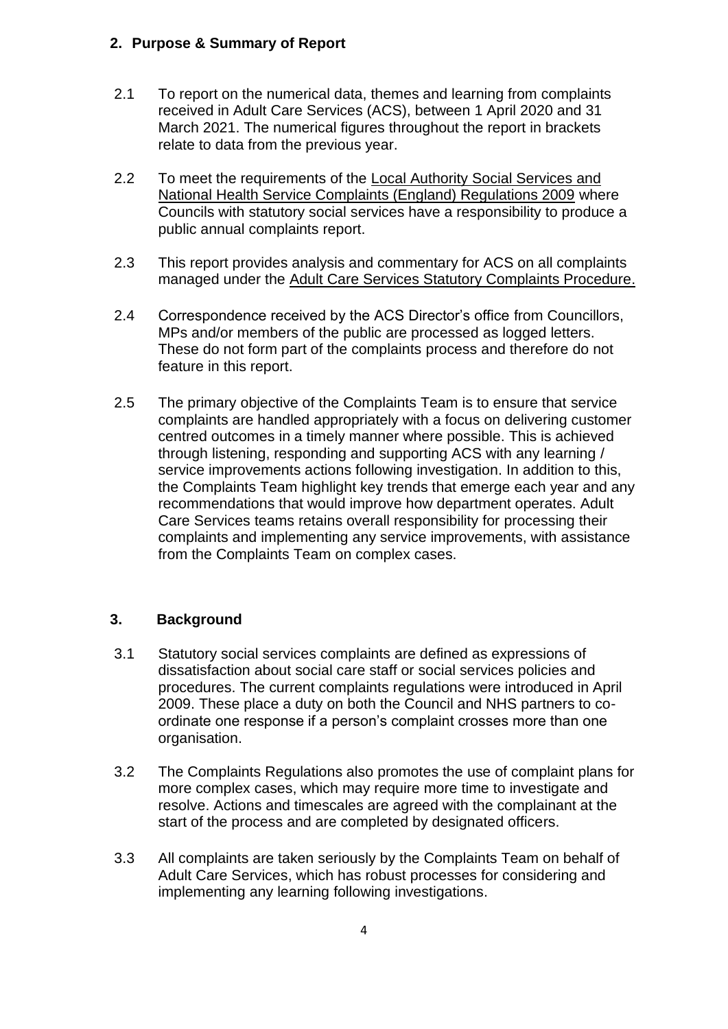## 2. Purpose & Summary of Report

2.1 To report on the numerical data, themes and learning from complaints received in Adult Care Services (ACS), between 1 April 2020 and 31 March 2021. The numerical figures throughout the report in brackets relate to data from the previous year.

2.2 To meet the requirements of the Local Authority Social Services and National Health Service Complaints (England) Regulations 2009 where Councils with statutory social services have a responsibility to produce a public annual complaints report.

2.3 This report provides analysis and commentary for ACS on all complaints managed under the Adult Care Services Statutory Complaints Procedure.

2.4 Correspondence received by the ACS Director's office from Councillors, MPs and/or members of the public are processed as logged letters. These do not form part of the complaints process and therefore do not feature in this report.

2.5 The primary objective of the Complaints Team is to ensure that service complaints are handled appropriately with a focus on delivering customer centred outcomes in a timely manner where possible. This is achieved through listening, responding and supporting ACS with any learning / service improvements actions following investigation. In addition to this, the Complaints Team highlight key trends that emerge each year and any recommendations that would improve how department operates. Adult Care Services teams retains overall responsibility for processing their complaints and implementing any service improvements, with assistance from the Complaints Team on complex cases.

## 3. Background

3.1 Statutory social services complaints are defined as expressions of dissatisfaction about social care staff or social services policies and procedures. The current complaints regulations were introduced in April 2009. These place a duty on both the Council and NHS partners to co-ordinate one response if a person's complaint crosses more than one organisation.

3.2 The Complaints Regulations also promotes the use of complaint plans for more complex cases, which may require more time to investigate and resolve. Actions and timescales are agreed with the complainant at the start of the process and are completed by designated officers.

3.3 All complaints are taken seriously by the Complaints Team on behalf of Adult Care Services, which has robust processes for considering and implementing any learning following investigations.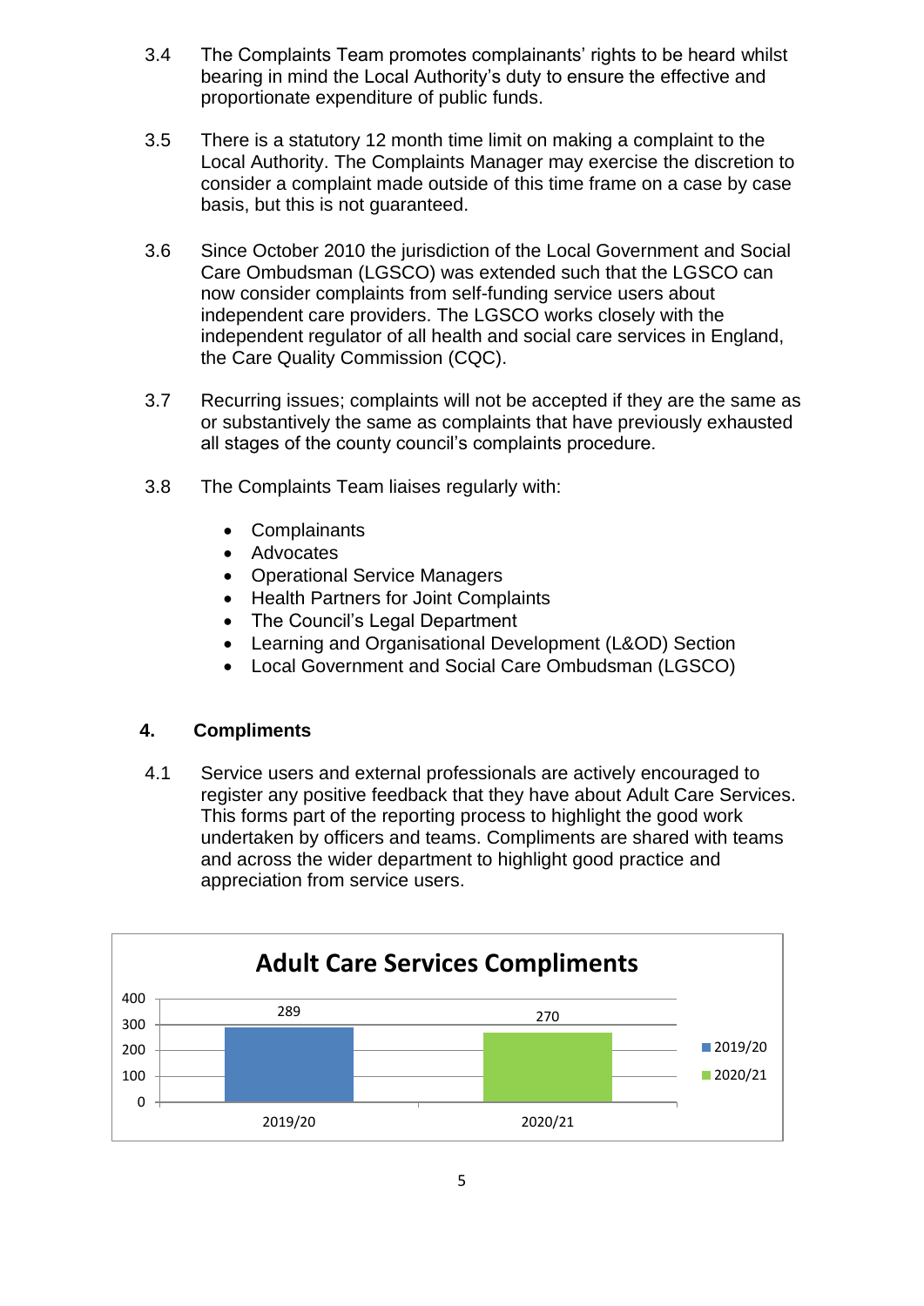3.4 The Complaints Team promotes complainants' rights to be heard whilst bearing in mind the Local Authority's duty to ensure the effective and proportionate expenditure of public funds.

3.5 There is a statutory 12 month time limit on making a complaint to the Local Authority. The Complaints Manager may exercise the discretion to consider a complaint made outside of this time frame on a case by case basis, but this is not guaranteed.

3.6 Since October 2010 the jurisdiction of the Local Government and Social Care Ombudsman (LGSCO) was extended such that the LGSCO can now consider complaints from self-funding service users about independent care providers. The LGSCO works closely with the independent regulator of all health and social care services in England, the Care Quality Commission (CQC).

3.7 Recurring issues; complaints will not be accepted if they are the same as or substantively the same as complaints that have previously exhausted all stages of the county council's complaints procedure.

3.8 The Complaints Team liaises regularly with:

- Complainants
- Advocates
- Operational Service Managers
- Health Partners for Joint Complaints
- The Council's Legal Department
- Learning and Organisational Development (L&OD) Section
- Local Government and Social Care Ombudsman (LGSCO)

## 4. Compliments

4.1 Service users and external professionals are actively encouraged to register any positive feedback that they have about Adult Care Services. This forms part of the reporting process to highlight the good work undertaken by officers and teams. Compliments are shared with teams and across the wider department to highlight good practice and appreciation from service users.

**Adult Care Services Compliments**

| Year | Compliments |
|---|---|
| 2019/20 | 289 |
| 2020/21 | 270 |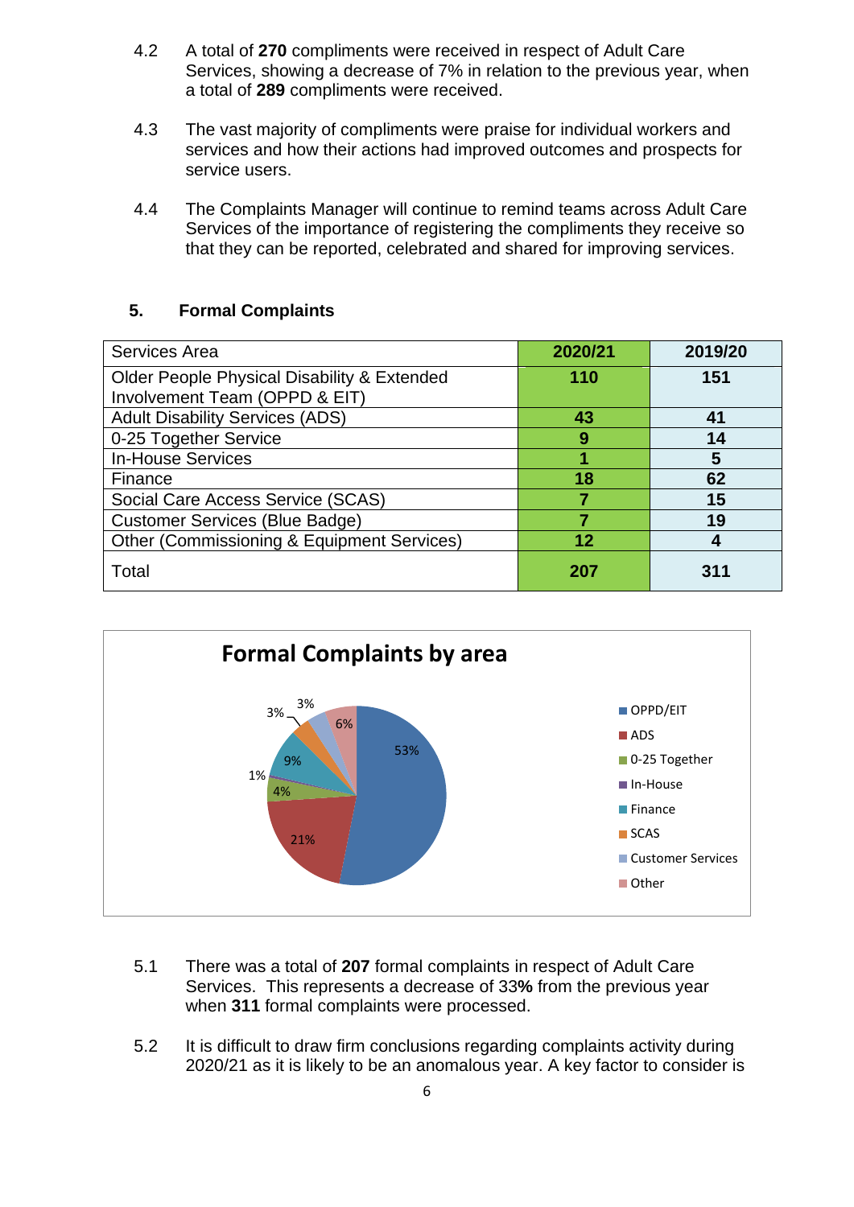4.2 A total of **270** compliments were received in respect of Adult Care Services, showing a decrease of 7% in relation to the previous year, when a total of **289** compliments were received.

4.3 The vast majority of compliments were praise for individual workers and services and how their actions had improved outcomes and prospects for service users.

4.4 The Complaints Manager will continue to remind teams across Adult Care Services of the importance of registering the compliments they receive so that they can be reported, celebrated and shared for improving services.

## 5. Formal Complaints

| Services Area | 2020/21 | 2019/20 |
|---|---|---|
| Older People Physical Disability & Extended Involvement Team (OPPD & EIT) | **110** | **151** |
| Adult Disability Services (ADS) | **43** | **41** |
| 0-25 Together Service | **9** | **14** |
| In-House Services | **1** | **5** |
| Finance | **18** | **62** |
| Social Care Access Service (SCAS) | **7** | **15** |
| Customer Services (Blue Badge) | **7** | **19** |
| Other (Commissioning & Equipment Services) | **12** | **4** |
| Total | **207** | **311** |

**Formal Complaints by area**

| Area | Percentage |
|---|---|
| OPPD/EIT | 53% |
| ADS | 21% |
| 0-25 Together | 4% |
| In-House | 1% |
| Finance | 9% |
| SCAS | 3% |
| Customer Services | 3% |
| Other | 6% |

5.1 There was a total of **207** formal complaints in respect of Adult Care Services. This represents a decrease of 33**%** from the previous year when **311** formal complaints were processed.

5.2 It is difficult to draw firm conclusions regarding complaints activity during 2020/21 as it is likely to be an anomalous year. A key factor to consider is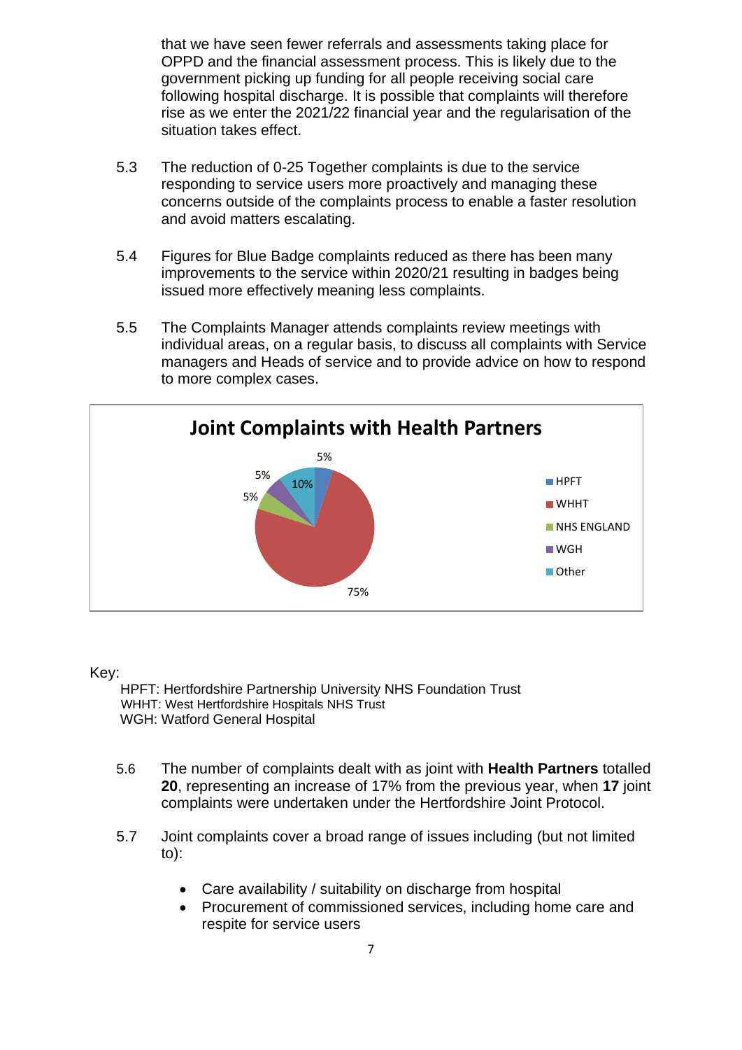that we have seen fewer referrals and assessments taking place for OPPD and the financial assessment process. This is likely due to the government picking up funding for all people receiving social care following hospital discharge. It is possible that complaints will therefore rise as we enter the 2021/22 financial year and the regularisation of the situation takes effect.

5.3 The reduction of 0-25 Together complaints is due to the service responding to service users more proactively and managing these concerns outside of the complaints process to enable a faster resolution and avoid matters escalating.

5.4 Figures for Blue Badge complaints reduced as there has been many improvements to the service within 2020/21 resulting in badges being issued more effectively meaning less complaints.

5.5 The Complaints Manager attends complaints review meetings with individual areas, on a regular basis, to discuss all complaints with Service managers and Heads of service and to provide advice on how to respond to more complex cases.

**Joint Complaints with Health Partners**

| Partner | Share |
|---|---|
| HPFT | 5% |
| WHHT | 75% |
| NHS ENGLAND | 5% |
| WGH | 5% |
| Other | 10% |

Key:

HPFT: Hertfordshire Partnership University NHS Foundation Trust
WHHT: West Hertfordshire Hospitals NHS Trust
WGH: Watford General Hospital

5.6 The number of complaints dealt with as joint with **Health Partners** totalled **20**, representing an increase of 17% from the previous year, when **17** joint complaints were undertaken under the Hertfordshire Joint Protocol.

5.7 Joint complaints cover a broad range of issues including (but not limited to):

- Care availability / suitability on discharge from hospital
- Procurement of commissioned services, including home care and respite for service users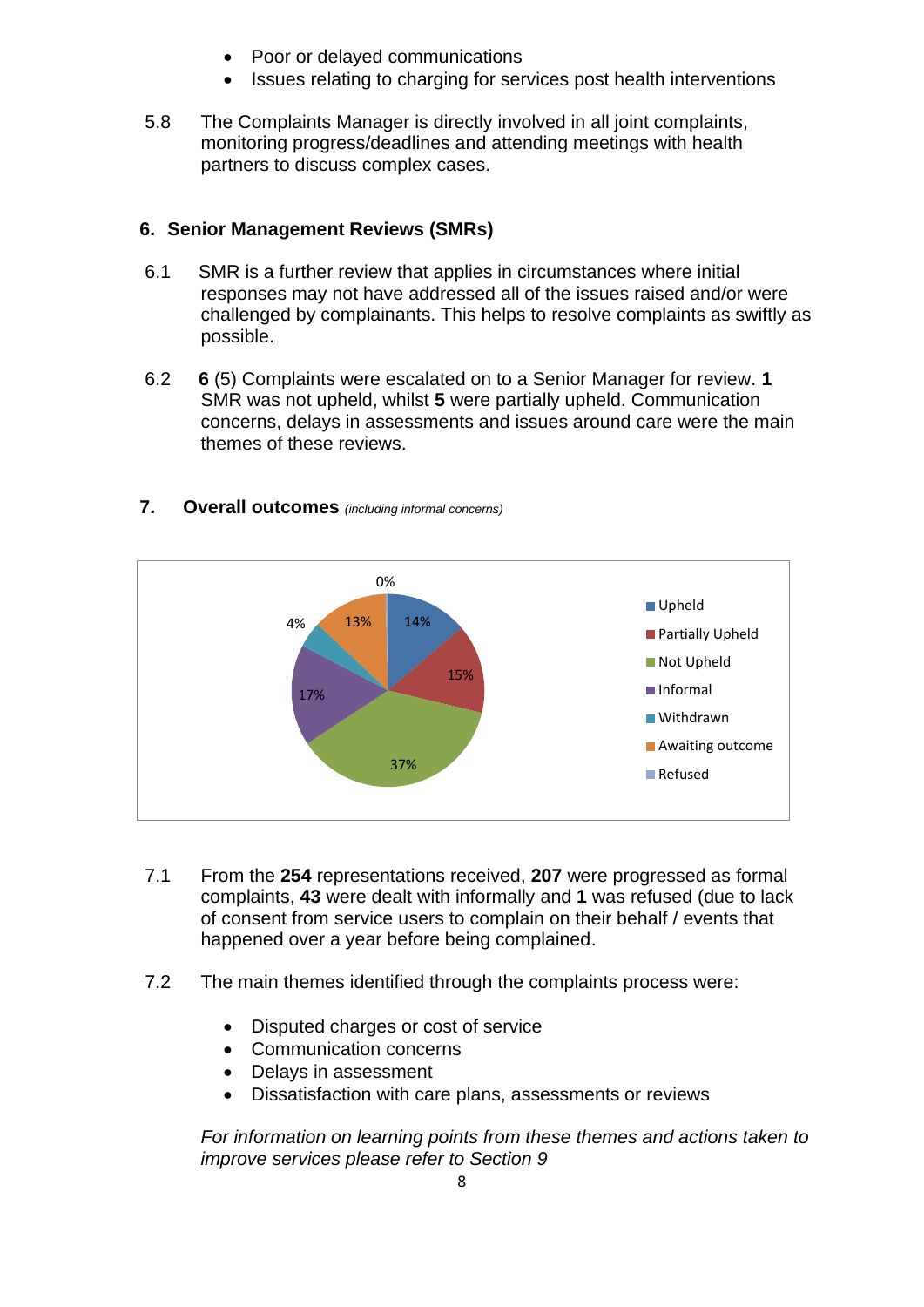- Poor or delayed communications
- Issues relating to charging for services post health interventions

5.8 The Complaints Manager is directly involved in all joint complaints, monitoring progress/deadlines and attending meetings with health partners to discuss complex cases.

## 6. Senior Management Reviews (SMRs)

6.1 SMR is a further review that applies in circumstances where initial responses may not have addressed all of the issues raised and/or were challenged by complainants. This helps to resolve complaints as swiftly as possible.

6.2 **6** (5) Complaints were escalated on to a Senior Manager for review. **1** SMR was not upheld, whilst **5** were partially upheld. Communication concerns, delays in assessments and issues around care were the main themes of these reviews.

## 7. Overall outcomes *(including informal concerns)*

7.1 From the **254** representations received, **207** were progressed as formal complaints, **43** were dealt with informally and **1** was refused (due to lack of consent from service users to complain on their behalf / events that happened over a year before being complained.

7.2 The main themes identified through the complaints process were:

- Disputed charges or cost of service
- Communication concerns
- Delays in assessment
- Dissatisfaction with care plans, assessments or reviews

*For information on learning points from these themes and actions taken to improve services please refer to Section 9*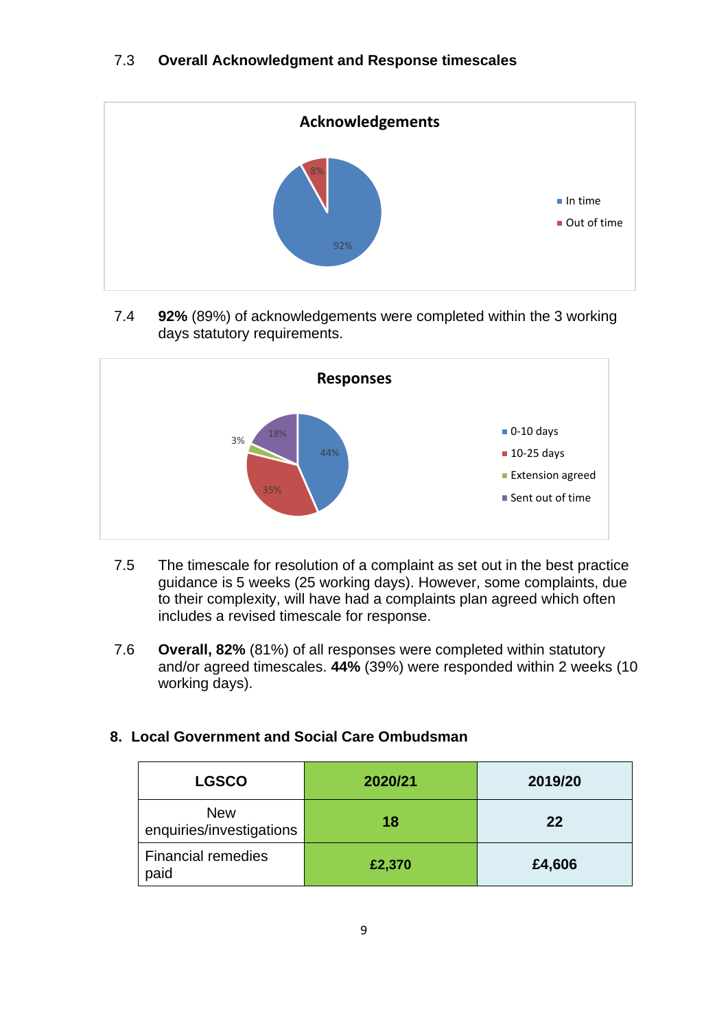7.3 **Overall Acknowledgment and Response timescales**

**Acknowledgements**

- In time: 92%
- Out of time: 8%

7.4 **92%** (89%) of acknowledgements were completed within the 3 working days statutory requirements.

**Responses**

- 0-10 days: 44%
- 10-25 days: 35%
- Extension agreed: 3%
- Sent out of time: 18%

7.5 The timescale for resolution of a complaint as set out in the best practice guidance is 5 weeks (25 working days). However, some complaints, due to their complexity, will have had a complaints plan agreed which often includes a revised timescale for response.

7.6 **Overall, 82%** (81%) of all responses were completed within statutory and/or agreed timescales. **44%** (39%) were responded within 2 weeks (10 working days).

## 8. Local Government and Social Care Ombudsman

| LGSCO | 2020/21 | 2019/20 |
|---|---|---|
| New enquiries/investigations | **18** | **22** |
| Financial remedies paid | **£2,370** | **£4,606** |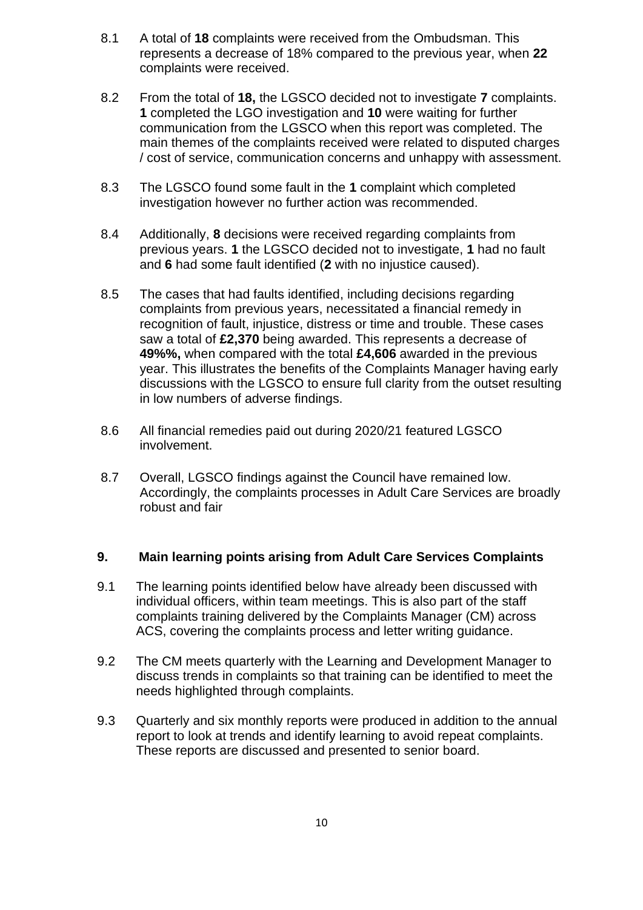8.1 A total of **18** complaints were received from the Ombudsman. This represents a decrease of 18% compared to the previous year, when **22** complaints were received.

8.2 From the total of **18,** the LGSCO decided not to investigate **7** complaints. **1** completed the LGO investigation and **10** were waiting for further communication from the LGSCO when this report was completed. The main themes of the complaints received were related to disputed charges / cost of service, communication concerns and unhappy with assessment.

8.3 The LGSCO found some fault in the **1** complaint which completed investigation however no further action was recommended.

8.4 Additionally, **8** decisions were received regarding complaints from previous years. **1** the LGSCO decided not to investigate, **1** had no fault and **6** had some fault identified (**2** with no injustice caused).

8.5 The cases that had faults identified, including decisions regarding complaints from previous years, necessitated a financial remedy in recognition of fault, injustice, distress or time and trouble. These cases saw a total of **£2,370** being awarded. This represents a decrease of **49%%,** when compared with the total **£4,606** awarded in the previous year. This illustrates the benefits of the Complaints Manager having early discussions with the LGSCO to ensure full clarity from the outset resulting in low numbers of adverse findings.

8.6 All financial remedies paid out during 2020/21 featured LGSCO involvement.

8.7 Overall, LGSCO findings against the Council have remained low. Accordingly, the complaints processes in Adult Care Services are broadly robust and fair

## 9. Main learning points arising from Adult Care Services Complaints

9.1 The learning points identified below have already been discussed with individual officers, within team meetings. This is also part of the staff complaints training delivered by the Complaints Manager (CM) across ACS, covering the complaints process and letter writing guidance.

9.2 The CM meets quarterly with the Learning and Development Manager to discuss trends in complaints so that training can be identified to meet the needs highlighted through complaints.

9.3 Quarterly and six monthly reports were produced in addition to the annual report to look at trends and identify learning to avoid repeat complaints. These reports are discussed and presented to senior board.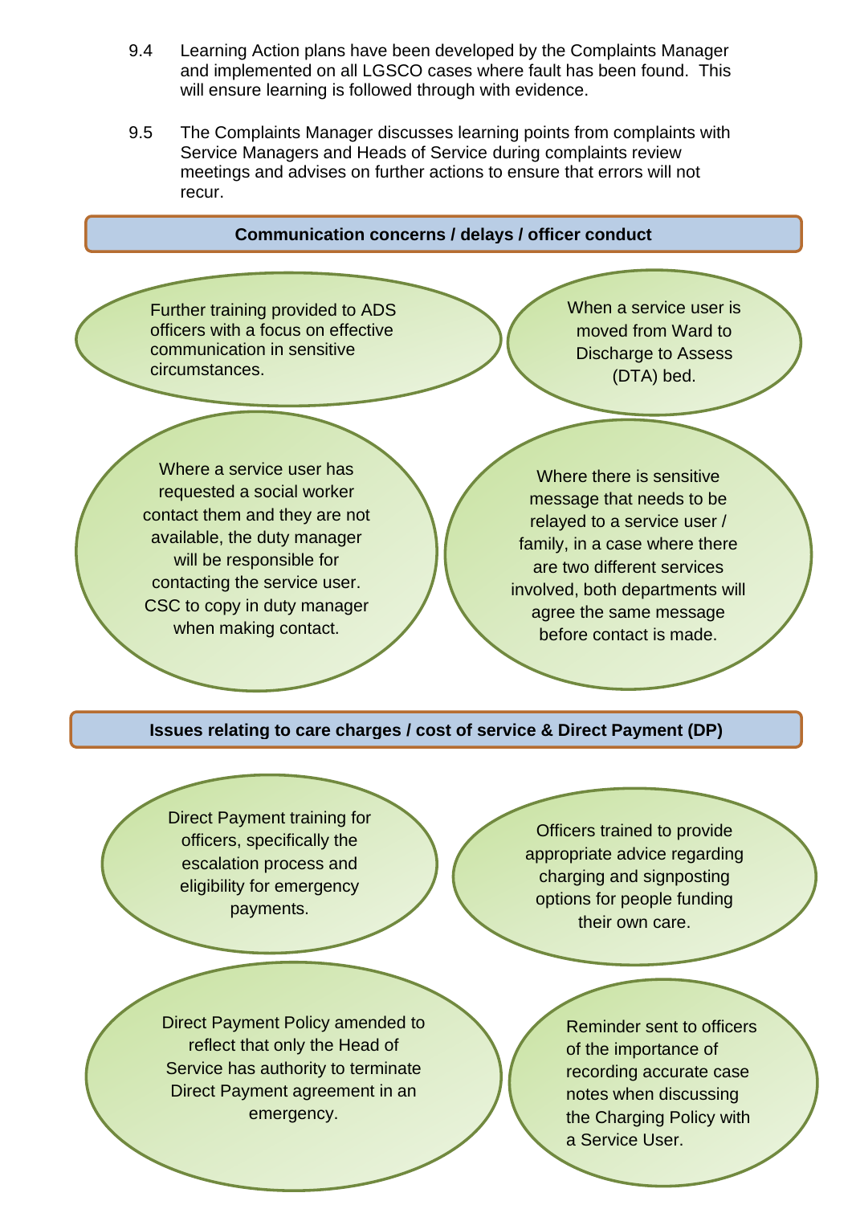9.4 Learning Action plans have been developed by the Complaints Manager and implemented on all LGSCO cases where fault has been found. This will ensure learning is followed through with evidence.

9.5 The Complaints Manager discusses learning points from complaints with Service Managers and Heads of Service during complaints review meetings and advises on further actions to ensure that errors will not recur.

**Communication concerns / delays / officer conduct**

- Further training provided to ADS officers with a focus on effective communication in sensitive circumstances.
- When a service user is moved from Ward to Discharge to Assess (DTA) bed.
- Where a service user has requested a social worker contact them and they are not available, the duty manager will be responsible for contacting the service user. CSC to copy in duty manager when making contact.
- Where there is sensitive message that needs to be relayed to a service user / family, in a case where there are two different services involved, both departments will agree the same message before contact is made.

**Issues relating to care charges / cost of service & Direct Payment (DP)**

- Direct Payment training for officers, specifically the escalation process and eligibility for emergency payments.
- Officers trained to provide appropriate advice regarding charging and signposting options for people funding their own care.
- Direct Payment Policy amended to reflect that only the Head of Service has authority to terminate Direct Payment agreement in an emergency.
- Reminder sent to officers of the importance of recording accurate case notes when discussing the Charging Policy with a Service User.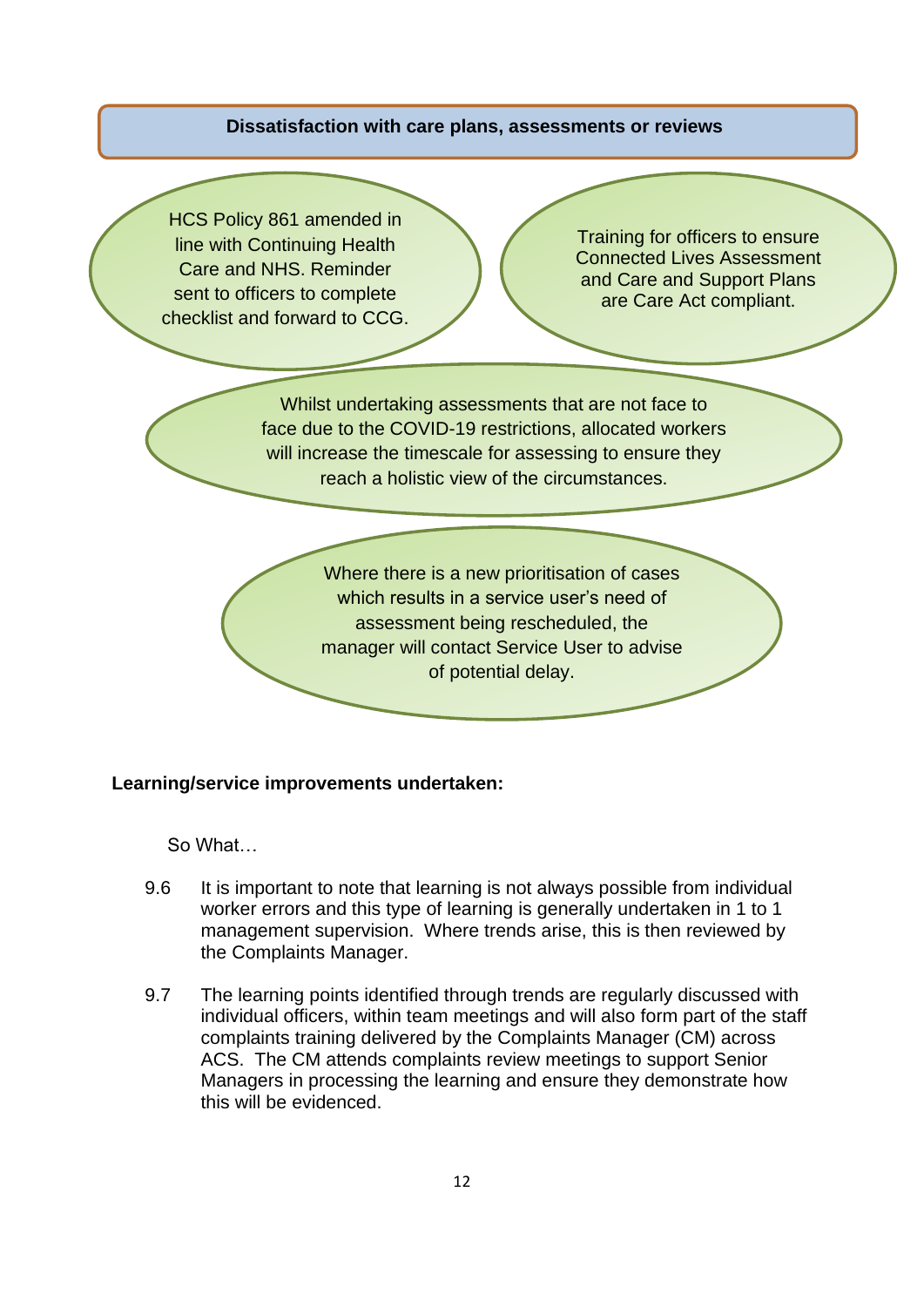**Dissatisfaction with care plans, assessments or reviews**

HCS Policy 861 amended in line with Continuing Health Care and NHS. Reminder sent to officers to complete checklist and forward to CCG.

Training for officers to ensure Connected Lives Assessment and Care and Support Plans are Care Act compliant.

Whilst undertaking assessments that are not face to face due to the COVID-19 restrictions, allocated workers will increase the timescale for assessing to ensure they reach a holistic view of the circumstances.

Where there is a new prioritisation of cases which results in a service user's need of assessment being rescheduled, the manager will contact Service User to advise of potential delay.

**Learning/service improvements undertaken:**

So What…

9.6 It is important to note that learning is not always possible from individual worker errors and this type of learning is generally undertaken in 1 to 1 management supervision. Where trends arise, this is then reviewed by the Complaints Manager.

9.7 The learning points identified through trends are regularly discussed with individual officers, within team meetings and will also form part of the staff complaints training delivered by the Complaints Manager (CM) across ACS. The CM attends complaints review meetings to support Senior Managers in processing the learning and ensure they demonstrate how this will be evidenced.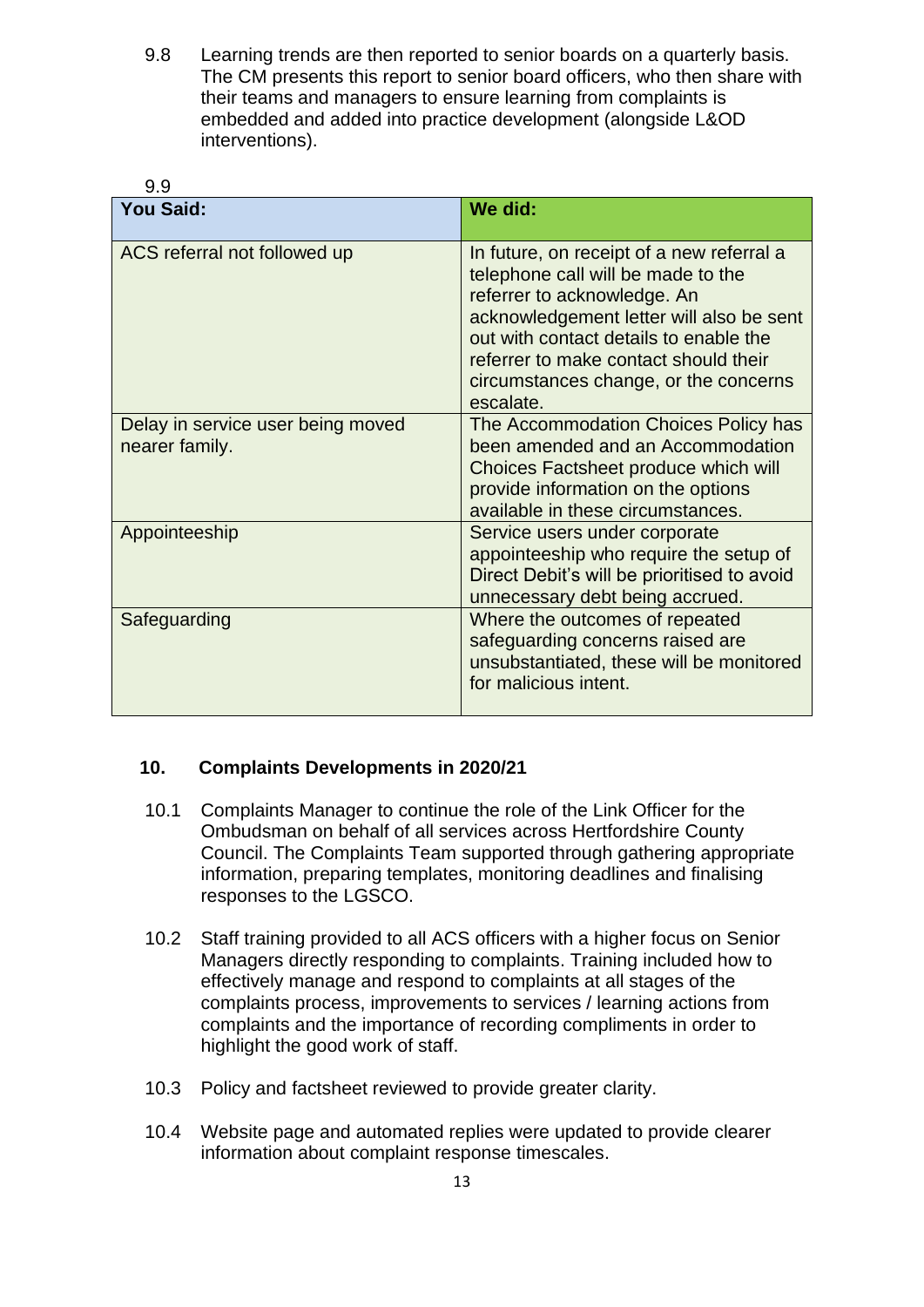9.8 Learning trends are then reported to senior boards on a quarterly basis. The CM presents this report to senior board officers, who then share with their teams and managers to ensure learning from complaints is embedded and added into practice development (alongside L&OD interventions).

9.9

| You Said: | We did: |
|---|---|
| ACS referral not followed up | In future, on receipt of a new referral a telephone call will be made to the referrer to acknowledge. An acknowledgement letter will also be sent out with contact details to enable the referrer to make contact should their circumstances change, or the concerns escalate. |
| Delay in service user being moved nearer family. | The Accommodation Choices Policy has been amended and an Accommodation Choices Factsheet produce which will provide information on the options available in these circumstances. |
| Appointeeship | Service users under corporate appointeeship who require the setup of Direct Debit's will be prioritised to avoid unnecessary debt being accrued. |
| Safeguarding | Where the outcomes of repeated safeguarding concerns raised are unsubstantiated, these will be monitored for malicious intent. |

## 10. Complaints Developments in 2020/21

10.1 Complaints Manager to continue the role of the Link Officer for the Ombudsman on behalf of all services across Hertfordshire County Council. The Complaints Team supported through gathering appropriate information, preparing templates, monitoring deadlines and finalising responses to the LGSCO.

10.2 Staff training provided to all ACS officers with a higher focus on Senior Managers directly responding to complaints. Training included how to effectively manage and respond to complaints at all stages of the complaints process, improvements to services / learning actions from complaints and the importance of recording compliments in order to highlight the good work of staff.

10.3 Policy and factsheet reviewed to provide greater clarity.

10.4 Website page and automated replies were updated to provide clearer information about complaint response timescales.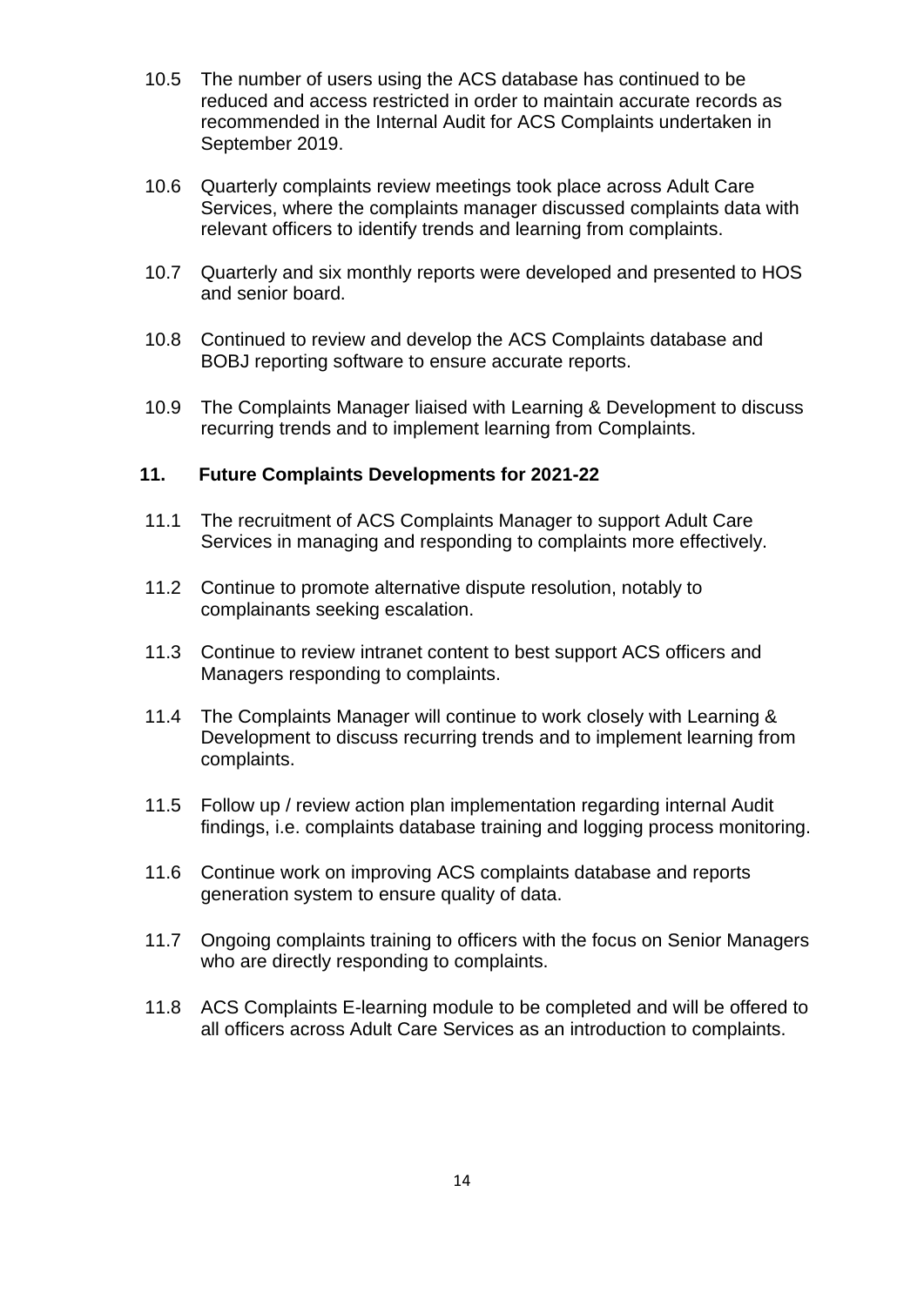10.5 The number of users using the ACS database has continued to be reduced and access restricted in order to maintain accurate records as recommended in the Internal Audit for ACS Complaints undertaken in September 2019.

10.6 Quarterly complaints review meetings took place across Adult Care Services, where the complaints manager discussed complaints data with relevant officers to identify trends and learning from complaints.

10.7 Quarterly and six monthly reports were developed and presented to HOS and senior board.

10.8 Continued to review and develop the ACS Complaints database and BOBJ reporting software to ensure accurate reports.

10.9 The Complaints Manager liaised with Learning & Development to discuss recurring trends and to implement learning from Complaints.

## 11. Future Complaints Developments for 2021-22

11.1 The recruitment of ACS Complaints Manager to support Adult Care Services in managing and responding to complaints more effectively.

11.2 Continue to promote alternative dispute resolution, notably to complainants seeking escalation.

11.3 Continue to review intranet content to best support ACS officers and Managers responding to complaints.

11.4 The Complaints Manager will continue to work closely with Learning & Development to discuss recurring trends and to implement learning from complaints.

11.5 Follow up / review action plan implementation regarding internal Audit findings, i.e. complaints database training and logging process monitoring.

11.6 Continue work on improving ACS complaints database and reports generation system to ensure quality of data.

11.7 Ongoing complaints training to officers with the focus on Senior Managers who are directly responding to complaints.

11.8 ACS Complaints E-learning module to be completed and will be offered to all officers across Adult Care Services as an introduction to complaints.